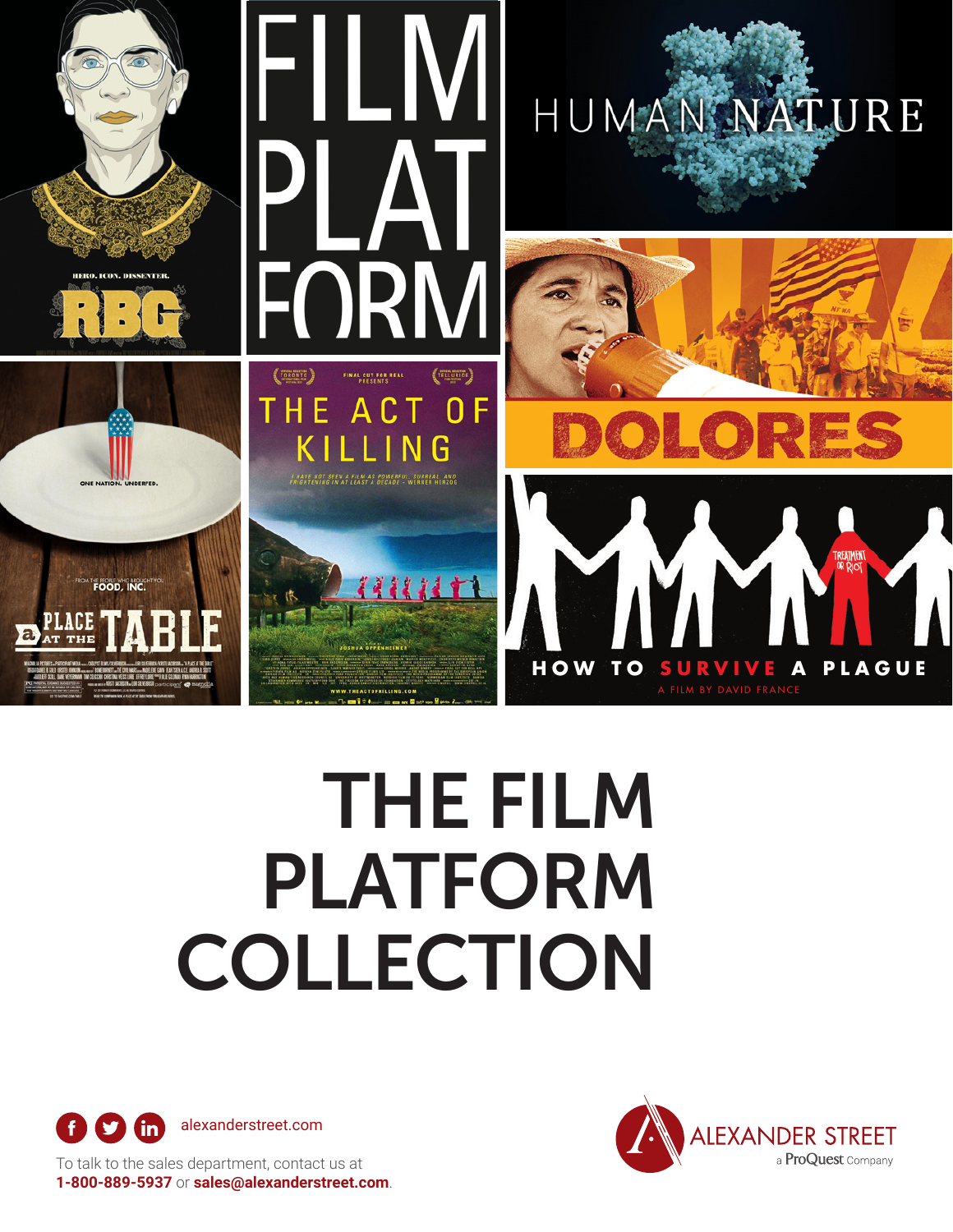# THE FILM PLATFORM COLLECTION

alexanderstreet.com

To talk to the sales department, contact us at **1-800-889-5937** or **sales@alexanderstreet.com**.

ALEXANDER STREET
a ProQuest Company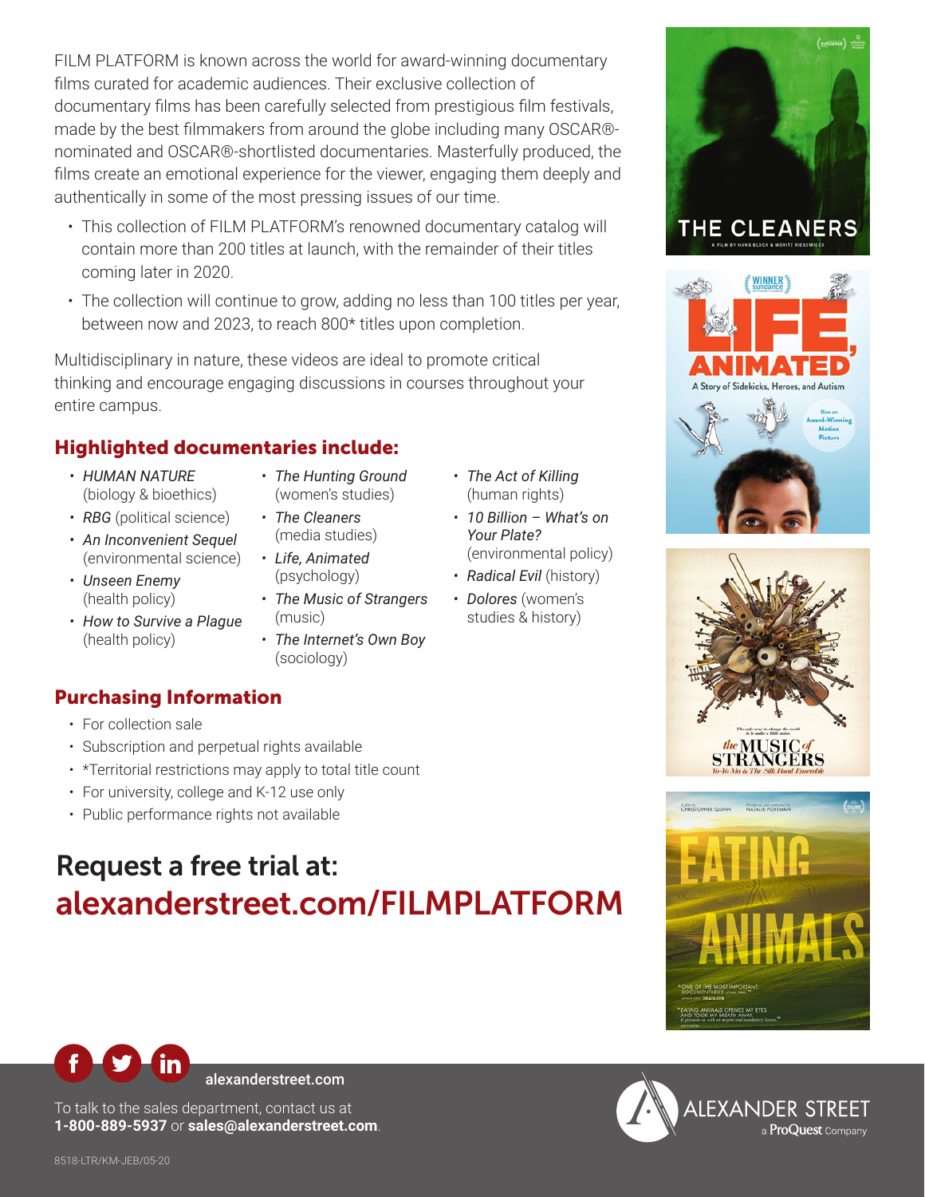FILM PLATFORM is known across the world for award-winning documentary films curated for academic audiences. Their exclusive collection of documentary films has been carefully selected from prestigious film festivals, made by the best filmmakers from around the globe including many OSCAR®-nominated and OSCAR®-shortlisted documentaries. Masterfully produced, the films create an emotional experience for the viewer, engaging them deeply and authentically in some of the most pressing issues of our time.

- This collection of FILM PLATFORM's renowned documentary catalog will contain more than 200 titles at launch, with the remainder of their titles coming later in 2020.
- The collection will continue to grow, adding no less than 100 titles per year, between now and 2023, to reach 800* titles upon completion.

Multidisciplinary in nature, these videos are ideal to promote critical thinking and encourage engaging discussions in courses throughout your entire campus.

## Highlighted documentaries include:

- *HUMAN NATURE* (biology & bioethics)
- *RBG* (political science)
- *An Inconvenient Sequel* (environmental science)
- *Unseen Enemy* (health policy)
- *How to Survive a Plague* (health policy)
- *The Hunting Ground* (women's studies)
- *The Cleaners* (media studies)
- *Life, Animated* (psychology)
- *The Music of Strangers* (music)
- *The Internet's Own Boy* (sociology)
- *The Act of Killing* (human rights)
- *10 Billion – What's on Your Plate?* (environmental policy)
- *Radical Evil* (history)
- *Dolores* (women's studies & history)

## Purchasing Information

- For collection sale
- Subscription and perpetual rights available
- *Territorial restrictions may apply to total title count
- For university, college and K-12 use only
- Public performance rights not available

# Request a free trial at: alexanderstreet.com/FILMPLATFORM

alexanderstreet.com

To talk to the sales department, contact us at **1-800-889-5937** or **sales@alexanderstreet.com**.

ALEXANDER STREET a ProQuest Company

8518-LTR/KM-JEB/05-20